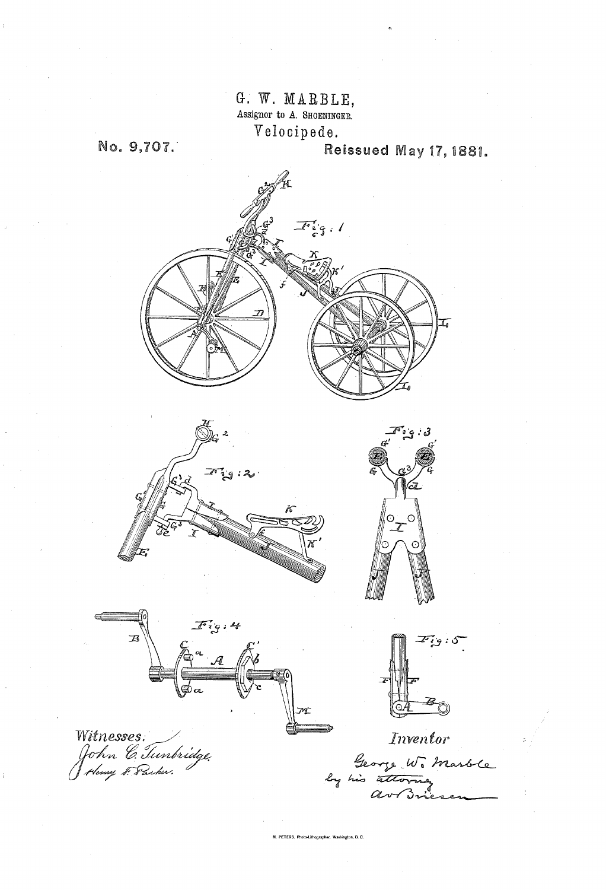G. W. MARBLE,

Assignor to A. SHOENINGER.

Velocipede.

No. 9,707. Reissued May 17, 1881.

Fig: 1

Fig: 2

Fig: 3

Fig: 4

Fig: 5

Witnesses:

John C. Tunbridge.

Henry F. Parker.

Inventor

George W. Marble

by his attorney

A v Briesen

N. PETERS. Photo-Lithographer, Washington, D. C.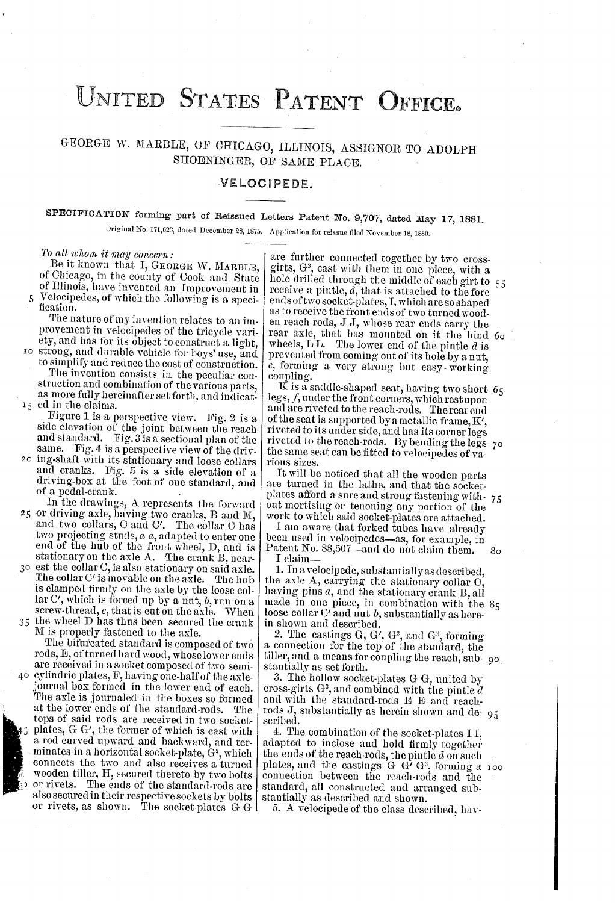# United States Patent Office.

GEORGE W. MARBLE, OF CHICAGO, ILLINOIS, ASSIGNOR TO ADOLPH SHOENINGER, OF SAME PLACE.

## VELOCIPEDE.

SPECIFICATION forming part of Reissued Letters Patent No. 9,707, dated May 17, 1881.

Original No. 171,623, dated December 28, 1875. Application for reissue filed November 18, 1880.

*To all whom it may concern:*

Be it known that I, GEORGE W. MARBLE, of Chicago, in the county of Cook and State of Illinois, have invented an Improvement in Velocipedes, of which the following is a specification.

The nature of my invention relates to an improvement in velocipedes of the tricycle variety, and has for its object to construct a light, strong, and durable vehicle for boys' use, and to simplify and reduce the cost of construction.

The invention consists in the peculiar construction and combination of the various parts, as more fully hereinafter set forth, and indicated in the claims.

Figure 1 is a perspective view. Fig. 2 is a side elevation of the joint between the reach and standard. Fig. 3 is a sectional plan of the same. Fig. 4 is a perspective view of the driving-shaft with its stationary and loose collars and cranks. Fig. 5 is a side elevation of a driving-box at the foot of one standard, and of a pedal-crank.

In the drawings, A represents the forward or driving axle, having two cranks, B and M, and two collars, C and C′. The collar C has two projecting studs, *a a*, adapted to enter one end of the hub of the front wheel, D, and is stationary on the axle A. The crank B, nearest the collar C, is also stationary on said axle. The collar C′ is movable on the axle. The hub is clamped firmly on the axle by the loose collar C′, which is forced up by a nut, *b*, run on a screw-thread, *c*, that is cut on the axle. When the wheel D has thus been secured the crank M is properly fastened to the axle.

The bifurcated standard is composed of two rods, E, of turned hard wood, whose lower ends are received in a socket composed of two semi-cylindric plates, F, having one-half of the axle-journal box formed in the lower end of each. The axle is journaled in the boxes so formed at the lower ends of the standard-rods. The tops of said rods are received in two socket-plates, G G′, the former of which is cast with a rod curved upward and backward, and terminates in a horizontal socket-plate, $G^2$, which connects the two and also receives a turned wooden tiller, H, secured thereto by two bolts or rivets. The ends of the standard-rods are also secured in their respective sockets by bolts or rivets, as shown. The socket-plates G G are further connected together by two cross-girts, $G^3$, cast with them in one piece, with a hole drilled through the middle of each girt to receive a pintle, *d*, that is attached to the fore ends of two socket-plates, I, which are so shaped as to receive the front ends of two turned wooden reach-rods, J J, whose rear ends carry the rear axle, that has mounted on it the hind wheels, L L. The lower end of the pintle *d* is prevented from coming out of its hole by a nut, *e*, forming a very strong but easy-working coupling.

K is a saddle-shaped seat, having two short legs, *f*, under the front corners, which rest upon and are riveted to the reach-rods. The rear end of the seat is supported by a metallic frame, K′, riveted to its under side, and has its corner legs riveted to the reach-rods. By bending the legs the same seat can be fitted to velocipedes of various sizes.

It will be noticed that all the wooden parts are turned in the lathe, and that the socket-plates afford a sure and strong fastening without mortising or tenoning any portion of the work to which said socket-plates are attached.

I am aware that forked tubes have already been used in velocipedes—as, for example, in Patent No. 88,507—and do not claim them.

I claim—

1. In a velocipede, substantially as described, the axle A, carrying the stationary collar C, having pins *a*, and the stationary crank B, all made in one piece, in combination with the loose collar C′ and nut *b*, substantially as herein shown and described.

2. The castings G, G′, $G^2$, and $G^3$, forming a connection for the top of the standard, the tiller, and a means for coupling the reach, substantially as set forth.

3. The hollow socket-plates G G, united by cross-girts $G^3$, and combined with the pintle *d* and with the standard-rods E E and reach-rods J, substantially as herein shown and described.

4. The combination of the socket-plates I I, adapted to inclose and hold firmly together the ends of the reach-rods, the pintle *d* on such plates, and the castings G G′ $G^3$, forming a connection between the reach-rods and the standard, all constructed and arranged substantially as described and shown.

5. A velocipede of the class described, hav-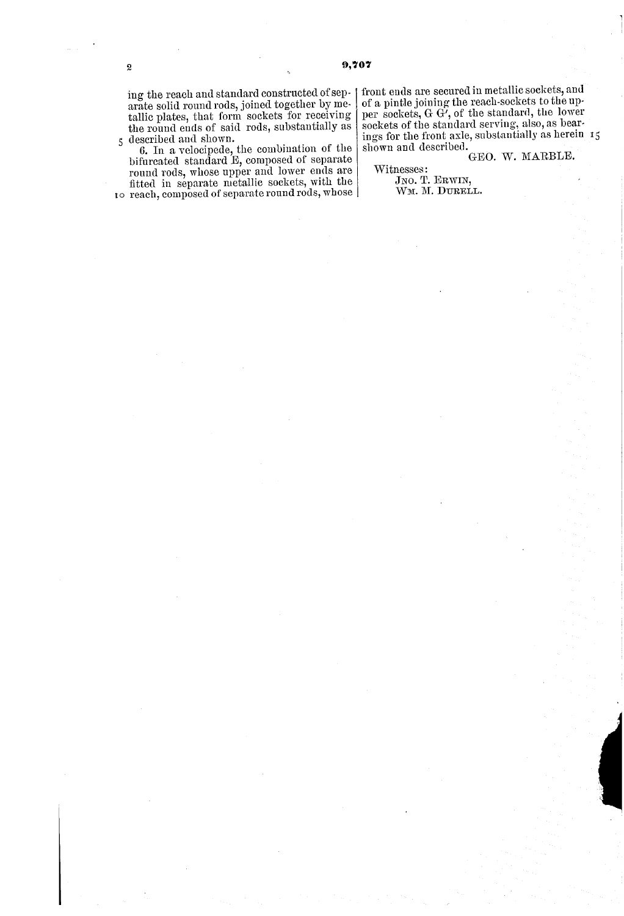ing the reach and standard constructed of separate solid round rods, joined together by metallic plates, that form sockets for receiving the round ends of said rods, substantially as described and shown.

6. In a velocipede, the combination of the bifurcated standard E, composed of separate round rods, whose upper and lower ends are fitted in separate metallic sockets, with the reach, composed of separate round rods, whose front ends are secured in metallic sockets, and of a pintle joining the reach-sockets to the upper sockets, G G′, of the standard, the lower sockets of the standard serving, also, as bearings for the front axle, substantially as herein shown and described.

GEO. W. MARBLE.

Witnesses:
JNO. T. ERWIN,
WM. M. DURELL.